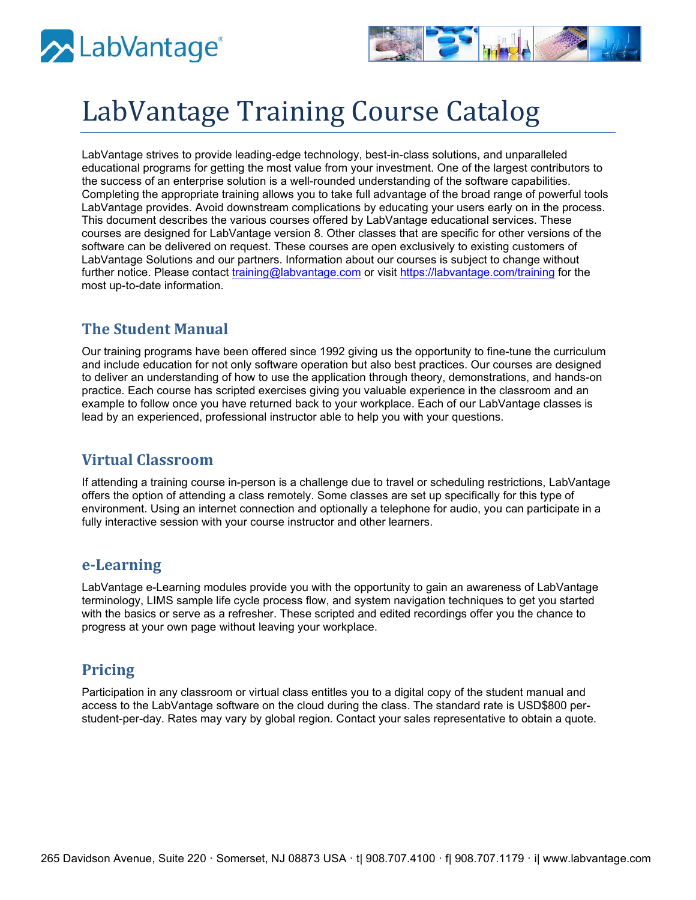# LabVantage Training Course Catalog

LabVantage strives to provide leading-edge technology, best-in-class solutions, and unparalleled educational programs for getting the most value from your investment. One of the largest contributors to the success of an enterprise solution is a well-rounded understanding of the software capabilities. Completing the appropriate training allows you to take full advantage of the broad range of powerful tools LabVantage provides. Avoid downstream complications by educating your users early on in the process. This document describes the various courses offered by LabVantage educational services. These courses are designed for LabVantage version 8. Other classes that are specific for other versions of the software can be delivered on request. These courses are open exclusively to existing customers of LabVantage Solutions and our partners. Information about our courses is subject to change without further notice. Please contact training@labvantage.com or visit https://labvantage.com/training for the most up-to-date information.

## The Student Manual

Our training programs have been offered since 1992 giving us the opportunity to fine-tune the curriculum and include education for not only software operation but also best practices. Our courses are designed to deliver an understanding of how to use the application through theory, demonstrations, and hands-on practice. Each course has scripted exercises giving you valuable experience in the classroom and an example to follow once you have returned back to your workplace. Each of our LabVantage classes is lead by an experienced, professional instructor able to help you with your questions.

## Virtual Classroom

If attending a training course in-person is a challenge due to travel or scheduling restrictions, LabVantage offers the option of attending a class remotely. Some classes are set up specifically for this type of environment. Using an internet connection and optionally a telephone for audio, you can participate in a fully interactive session with your course instructor and other learners.

## e-Learning

LabVantage e-Learning modules provide you with the opportunity to gain an awareness of LabVantage terminology, LIMS sample life cycle process flow, and system navigation techniques to get you started with the basics or serve as a refresher. These scripted and edited recordings offer you the chance to progress at your own page without leaving your workplace.

## Pricing

Participation in any classroom or virtual class entitles you to a digital copy of the student manual and access to the LabVantage software on the cloud during the class. The standard rate is USD$800 per-student-per-day. Rates may vary by global region. Contact your sales representative to obtain a quote.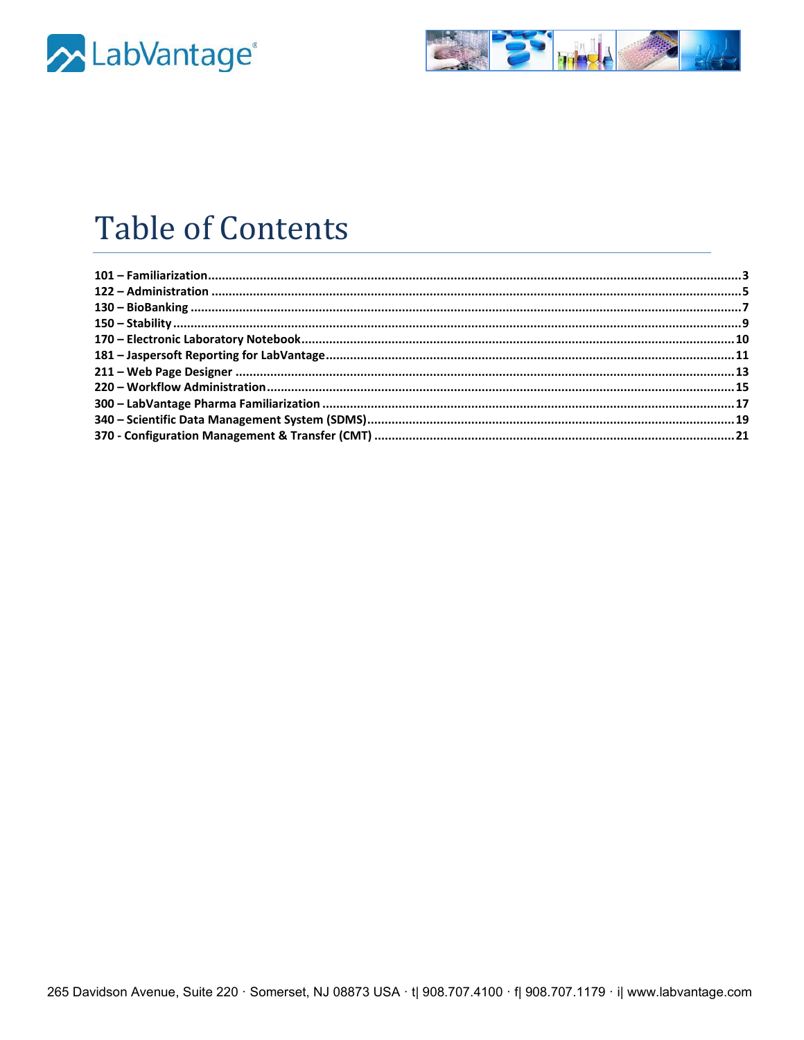# Table of Contents

101 – Familiarization ........................................................................................................................................3
122 – Administration ........................................................................................................................................5
130 – BioBanking ........................................................................................................................................7
150 – Stability ........................................................................................................................................9
170 – Electronic Laboratory Notebook ........................................................................................................10
181 – Jaspersoft Reporting for LabVantage ........................................................................................................11
211 – Web Page Designer ........................................................................................................................................13
220 – Workflow Administration ........................................................................................................................15
300 – LabVantage Pharma Familiarization ........................................................................................................17
340 – Scientific Data Management System (SDMS) ........................................................................................19
370 - Configuration Management & Transfer (CMT) ........................................................................................21

265 Davidson Avenue, Suite 220 · Somerset, NJ 08873 USA · t| 908.707.4100 · f| 908.707.1179 · i| www.labvantage.com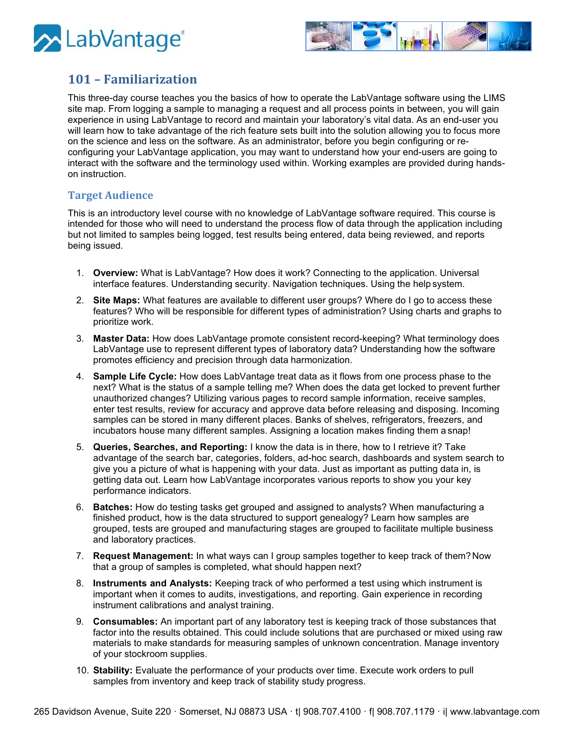## 101 – Familiarization

This three-day course teaches you the basics of how to operate the LabVantage software using the LIMS site map. From logging a sample to managing a request and all process points in between, you will gain experience in using LabVantage to record and maintain your laboratory's vital data. As an end-user you will learn how to take advantage of the rich feature sets built into the solution allowing you to focus more on the science and less on the software. As an administrator, before you begin configuring or re-configuring your LabVantage application, you may want to understand how your end-users are going to interact with the software and the terminology used within. Working examples are provided during hands-on instruction.

### Target Audience

This is an introductory level course with no knowledge of LabVantage software required. This course is intended for those who will need to understand the process flow of data through the application including but not limited to samples being logged, test results being entered, data being reviewed, and reports being issued.

1. **Overview:** What is LabVantage? How does it work? Connecting to the application. Universal interface features. Understanding security. Navigation techniques. Using the help system.
2. **Site Maps:** What features are available to different user groups? Where do I go to access these features? Who will be responsible for different types of administration? Using charts and graphs to prioritize work.
3. **Master Data:** How does LabVantage promote consistent record-keeping? What terminology does LabVantage use to represent different types of laboratory data? Understanding how the software promotes efficiency and precision through data harmonization.
4. **Sample Life Cycle:** How does LabVantage treat data as it flows from one process phase to the next? What is the status of a sample telling me? When does the data get locked to prevent further unauthorized changes? Utilizing various pages to record sample information, receive samples, enter test results, review for accuracy and approve data before releasing and disposing. Incoming samples can be stored in many different places. Banks of shelves, refrigerators, freezers, and incubators house many different samples. Assigning a location makes finding them a snap!
5. **Queries, Searches, and Reporting:** I know the data is in there, how to I retrieve it? Take advantage of the search bar, categories, folders, ad-hoc search, dashboards and system search to give you a picture of what is happening with your data. Just as important as putting data in, is getting data out. Learn how LabVantage incorporates various reports to show you your key performance indicators.
6. **Batches:** How do testing tasks get grouped and assigned to analysts? When manufacturing a finished product, how is the data structured to support genealogy? Learn how samples are grouped, tests are grouped and manufacturing stages are grouped to facilitate multiple business and laboratory practices.
7. **Request Management:** In what ways can I group samples together to keep track of them? Now that a group of samples is completed, what should happen next?
8. **Instruments and Analysts:** Keeping track of who performed a test using which instrument is important when it comes to audits, investigations, and reporting. Gain experience in recording instrument calibrations and analyst training.
9. **Consumables:** An important part of any laboratory test is keeping track of those substances that factor into the results obtained. This could include solutions that are purchased or mixed using raw materials to make standards for measuring samples of unknown concentration. Manage inventory of your stockroom supplies.
10. **Stability:** Evaluate the performance of your products over time. Execute work orders to pull samples from inventory and keep track of stability study progress.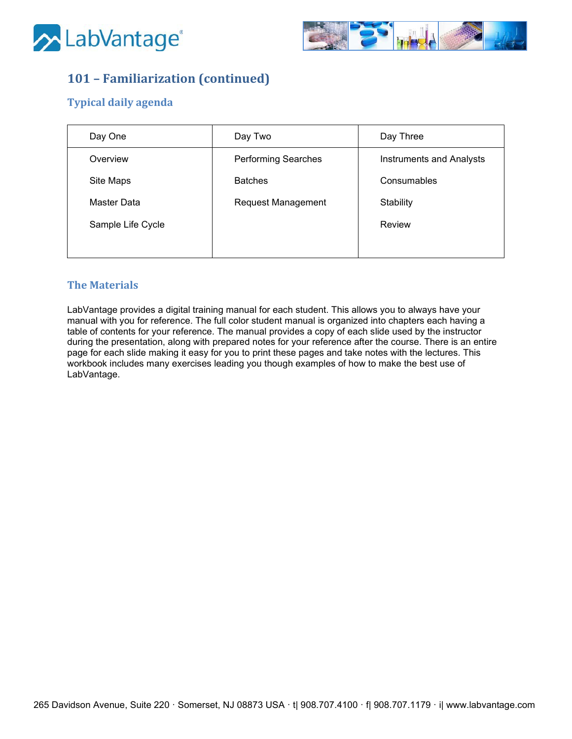## 101 – Familiarization (continued)

### Typical daily agenda

| Day One | Day Two | Day Three |
|---|---|---|
| Overview | Performing Searches | Instruments and Analysts |
| Site Maps | Batches | Consumables |
| Master Data | Request Management | Stability |
| Sample Life Cycle | | Review |

### The Materials

LabVantage provides a digital training manual for each student. This allows you to always have your manual with you for reference. The full color student manual is organized into chapters each having a table of contents for your reference. The manual provides a copy of each slide used by the instructor during the presentation, along with prepared notes for your reference after the course. There is an entire page for each slide making it easy for you to print these pages and take notes with the lectures. This workbook includes many exercises leading you though examples of how to make the best use of LabVantage.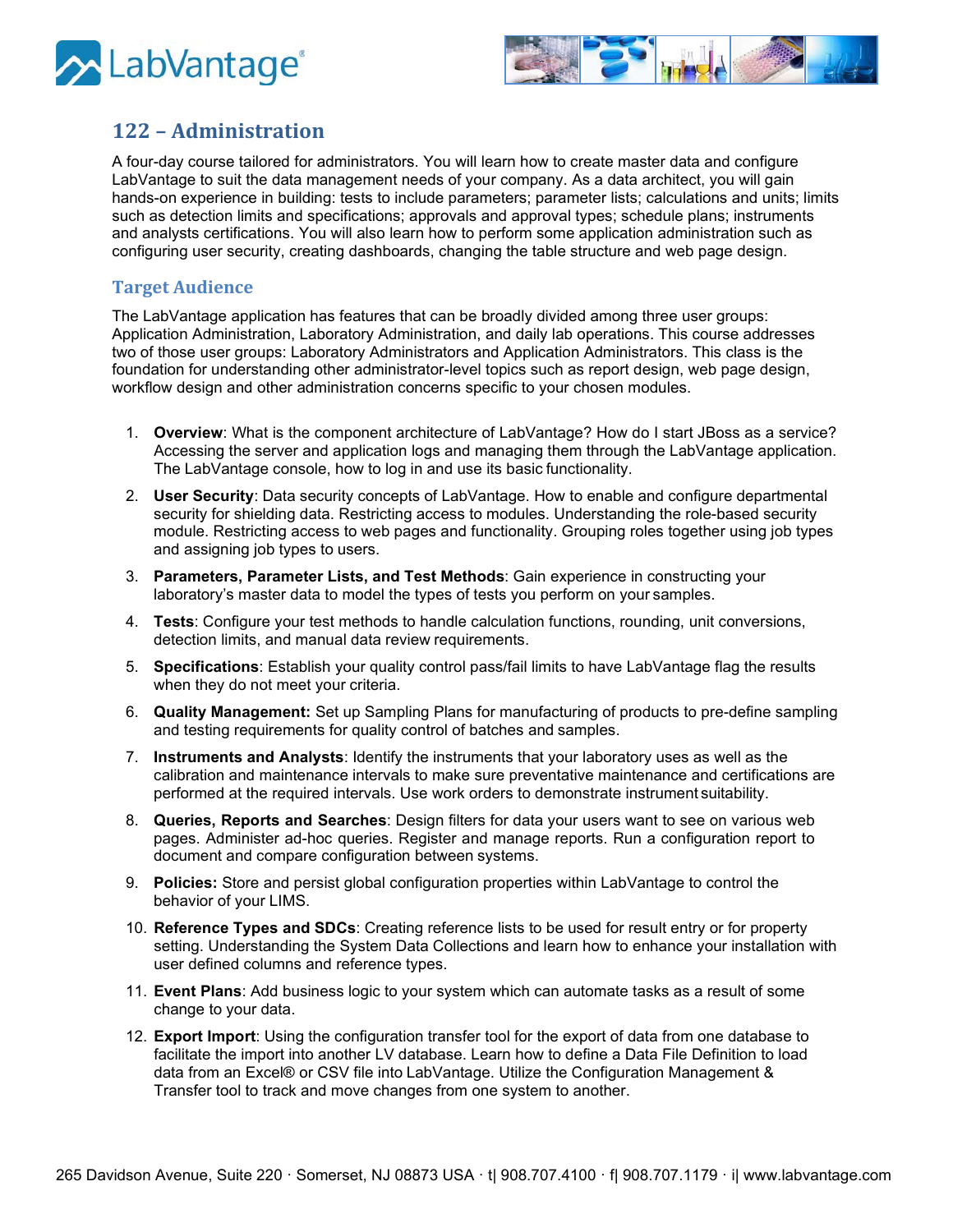## 122 – Administration

A four-day course tailored for administrators. You will learn how to create master data and configure LabVantage to suit the data management needs of your company. As a data architect, you will gain hands-on experience in building: tests to include parameters; parameter lists; calculations and units; limits such as detection limits and specifications; approvals and approval types; schedule plans; instruments and analysts certifications. You will also learn how to perform some application administration such as configuring user security, creating dashboards, changing the table structure and web page design.

### Target Audience

The LabVantage application has features that can be broadly divided among three user groups: Application Administration, Laboratory Administration, and daily lab operations. This course addresses two of those user groups: Laboratory Administrators and Application Administrators. This class is the foundation for understanding other administrator-level topics such as report design, web page design, workflow design and other administration concerns specific to your chosen modules.

1. **Overview**: What is the component architecture of LabVantage? How do I start JBoss as a service? Accessing the server and application logs and managing them through the LabVantage application. The LabVantage console, how to log in and use its basic functionality.
2. **User Security**: Data security concepts of LabVantage. How to enable and configure departmental security for shielding data. Restricting access to modules. Understanding the role-based security module. Restricting access to web pages and functionality. Grouping roles together using job types and assigning job types to users.
3. **Parameters, Parameter Lists, and Test Methods**: Gain experience in constructing your laboratory's master data to model the types of tests you perform on your samples.
4. **Tests**: Configure your test methods to handle calculation functions, rounding, unit conversions, detection limits, and manual data review requirements.
5. **Specifications**: Establish your quality control pass/fail limits to have LabVantage flag the results when they do not meet your criteria.
6. **Quality Management:** Set up Sampling Plans for manufacturing of products to pre-define sampling and testing requirements for quality control of batches and samples.
7. **Instruments and Analysts**: Identify the instruments that your laboratory uses as well as the calibration and maintenance intervals to make sure preventative maintenance and certifications are performed at the required intervals. Use work orders to demonstrate instrument suitability.
8. **Queries, Reports and Searches**: Design filters for data your users want to see on various web pages. Administer ad-hoc queries. Register and manage reports. Run a configuration report to document and compare configuration between systems.
9. **Policies:** Store and persist global configuration properties within LabVantage to control the behavior of your LIMS.
10. **Reference Types and SDCs**: Creating reference lists to be used for result entry or for property setting. Understanding the System Data Collections and learn how to enhance your installation with user defined columns and reference types.
11. **Event Plans**: Add business logic to your system which can automate tasks as a result of some change to your data.
12. **Export Import**: Using the configuration transfer tool for the export of data from one database to facilitate the import into another LV database. Learn how to define a Data File Definition to load data from an Excel® or CSV file into LabVantage. Utilize the Configuration Management & Transfer tool to track and move changes from one system to another.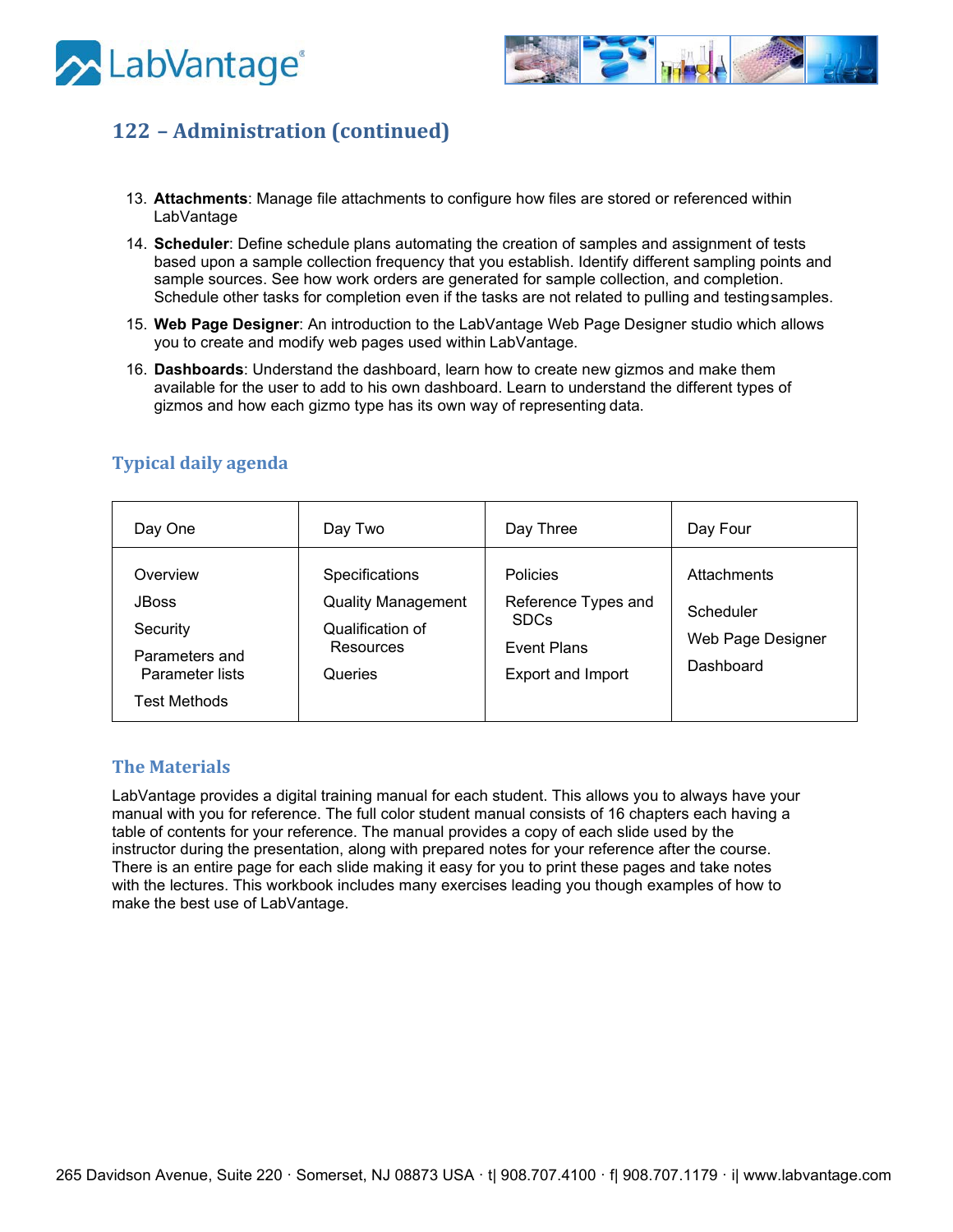## 122 – Administration (continued)

13. **Attachments**: Manage file attachments to configure how files are stored or referenced within LabVantage
14. **Scheduler**: Define schedule plans automating the creation of samples and assignment of tests based upon a sample collection frequency that you establish. Identify different sampling points and sample sources. See how work orders are generated for sample collection, and completion. Schedule other tasks for completion even if the tasks are not related to pulling and testing samples.
15. **Web Page Designer**: An introduction to the LabVantage Web Page Designer studio which allows you to create and modify web pages used within LabVantage.
16. **Dashboards**: Understand the dashboard, learn how to create new gizmos and make them available for the user to add to his own dashboard. Learn to understand the different types of gizmos and how each gizmo type has its own way of representing data.

### Typical daily agenda

| Day One | Day Two | Day Three | Day Four |
|---|---|---|---|
| Overview<br>JBoss<br>Security<br>Parameters and Parameter lists<br>Test Methods | Specifications<br>Quality Management<br>Qualification of Resources<br>Queries | Policies<br>Reference Types and SDCs<br>Event Plans<br>Export and Import | Attachments<br>Scheduler<br>Web Page Designer<br>Dashboard |

### The Materials

LabVantage provides a digital training manual for each student. This allows you to always have your manual with you for reference. The full color student manual consists of 16 chapters each having a table of contents for your reference. The manual provides a copy of each slide used by the instructor during the presentation, along with prepared notes for your reference after the course. There is an entire page for each slide making it easy for you to print these pages and take notes with the lectures. This workbook includes many exercises leading you though examples of how to make the best use of LabVantage.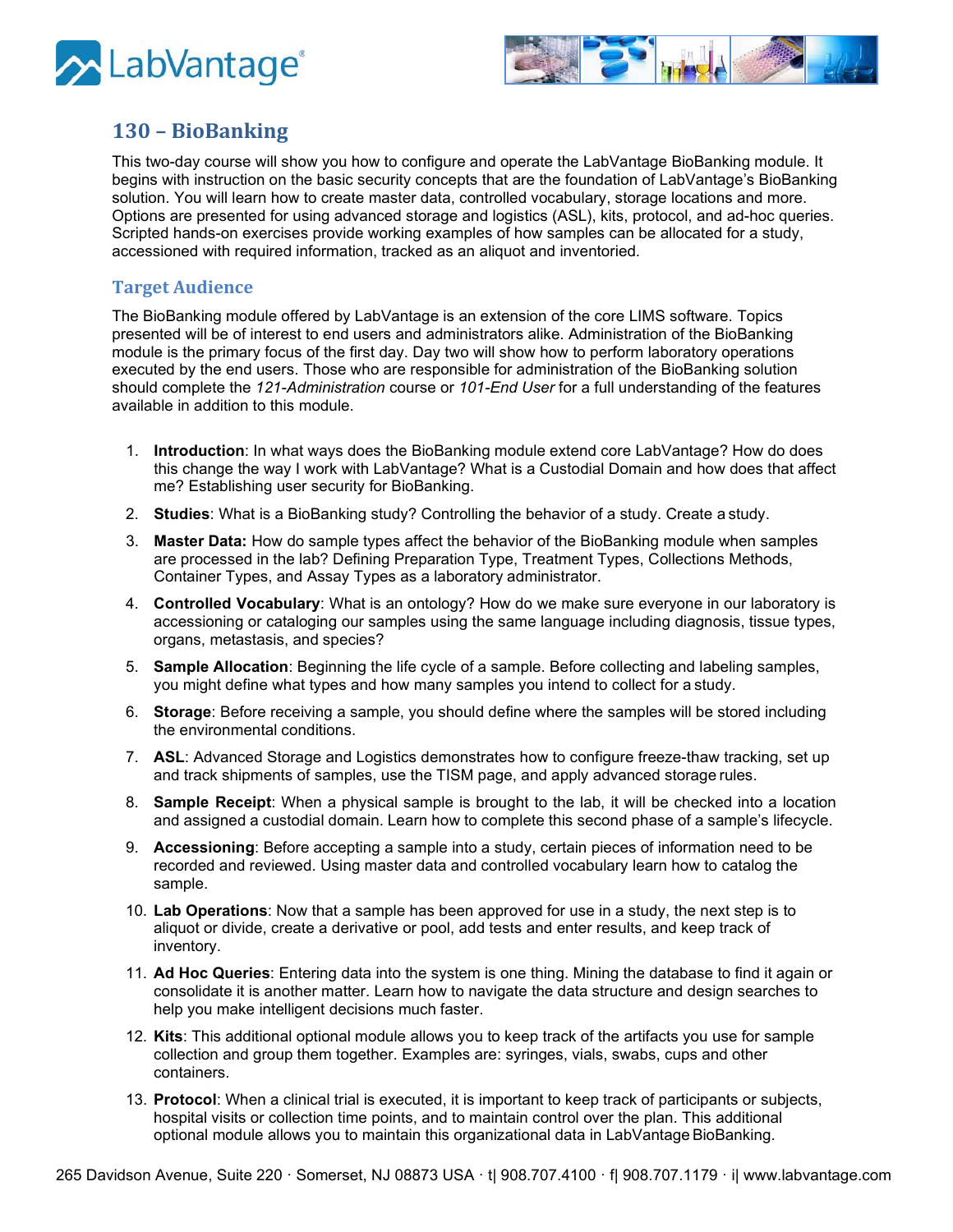## 130 – BioBanking

This two-day course will show you how to configure and operate the LabVantage BioBanking module. It begins with instruction on the basic security concepts that are the foundation of LabVantage's BioBanking solution. You will learn how to create master data, controlled vocabulary, storage locations and more. Options are presented for using advanced storage and logistics (ASL), kits, protocol, and ad-hoc queries. Scripted hands-on exercises provide working examples of how samples can be allocated for a study, accessioned with required information, tracked as an aliquot and inventoried.

### Target Audience

The BioBanking module offered by LabVantage is an extension of the core LIMS software. Topics presented will be of interest to end users and administrators alike. Administration of the BioBanking module is the primary focus of the first day. Day two will show how to perform laboratory operations executed by the end users. Those who are responsible for administration of the BioBanking solution should complete the *121-Administration* course or *101-End User* for a full understanding of the features available in addition to this module.

1. **Introduction**: In what ways does the BioBanking module extend core LabVantage? How do does this change the way I work with LabVantage? What is a Custodial Domain and how does that affect me? Establishing user security for BioBanking.
2. **Studies**: What is a BioBanking study? Controlling the behavior of a study. Create a study.
3. **Master Data:** How do sample types affect the behavior of the BioBanking module when samples are processed in the lab? Defining Preparation Type, Treatment Types, Collections Methods, Container Types, and Assay Types as a laboratory administrator.
4. **Controlled Vocabulary**: What is an ontology? How do we make sure everyone in our laboratory is accessioning or cataloging our samples using the same language including diagnosis, tissue types, organs, metastasis, and species?
5. **Sample Allocation**: Beginning the life cycle of a sample. Before collecting and labeling samples, you might define what types and how many samples you intend to collect for a study.
6. **Storage**: Before receiving a sample, you should define where the samples will be stored including the environmental conditions.
7. **ASL**: Advanced Storage and Logistics demonstrates how to configure freeze-thaw tracking, set up and track shipments of samples, use the TISM page, and apply advanced storage rules.
8. **Sample Receipt**: When a physical sample is brought to the lab, it will be checked into a location and assigned a custodial domain. Learn how to complete this second phase of a sample's lifecycle.
9. **Accessioning**: Before accepting a sample into a study, certain pieces of information need to be recorded and reviewed. Using master data and controlled vocabulary learn how to catalog the sample.
10. **Lab Operations**: Now that a sample has been approved for use in a study, the next step is to aliquot or divide, create a derivative or pool, add tests and enter results, and keep track of inventory.
11. **Ad Hoc Queries**: Entering data into the system is one thing. Mining the database to find it again or consolidate it is another matter. Learn how to navigate the data structure and design searches to help you make intelligent decisions much faster.
12. **Kits**: This additional optional module allows you to keep track of the artifacts you use for sample collection and group them together. Examples are: syringes, vials, swabs, cups and other containers.
13. **Protocol**: When a clinical trial is executed, it is important to keep track of participants or subjects, hospital visits or collection time points, and to maintain control over the plan. This additional optional module allows you to maintain this organizational data in LabVantage BioBanking.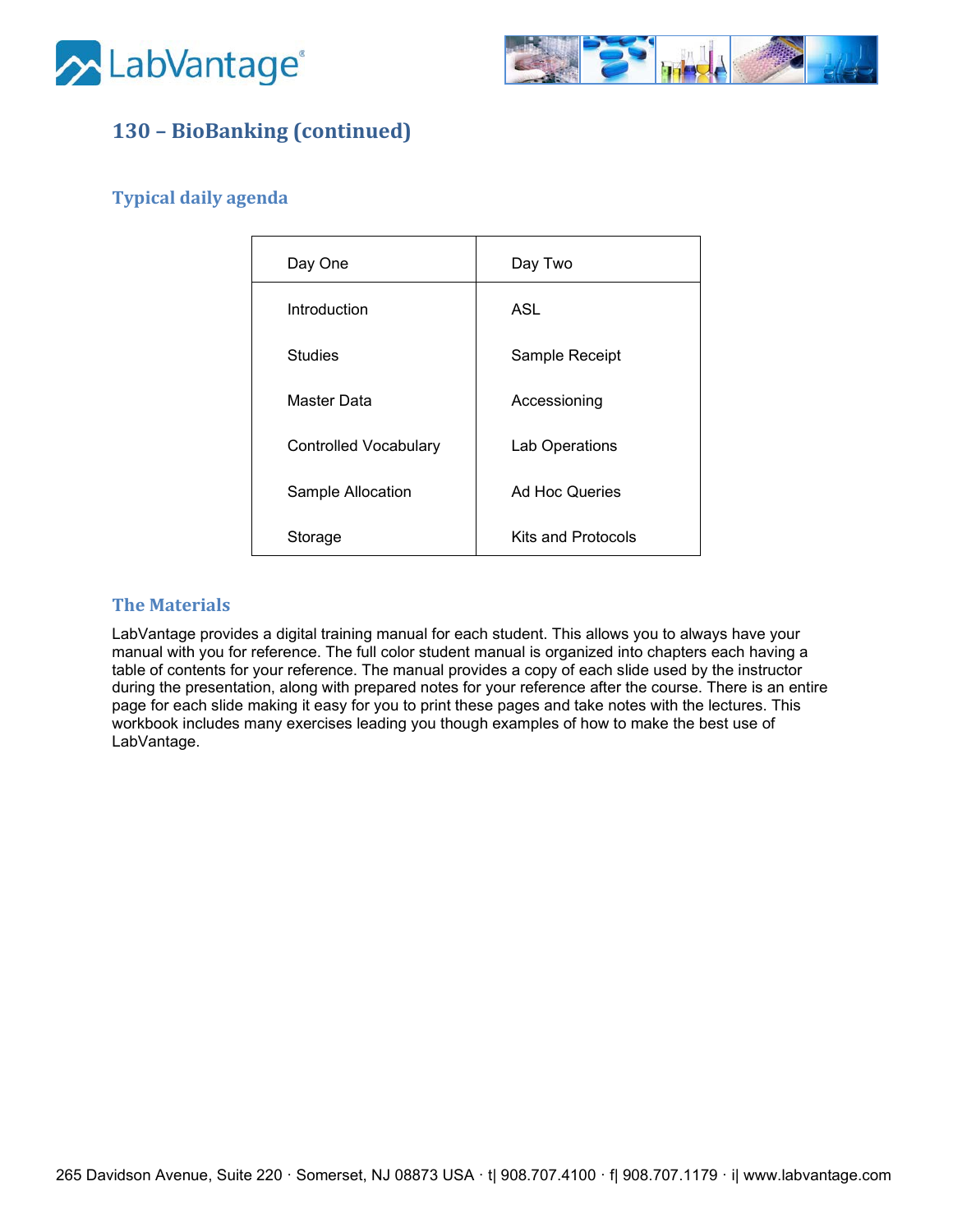## 130 – BioBanking (continued)

### Typical daily agenda

| Day One | Day Two |
|---|---|
| Introduction | ASL |
| Studies | Sample Receipt |
| Master Data | Accessioning |
| Controlled Vocabulary | Lab Operations |
| Sample Allocation | Ad Hoc Queries |
| Storage | Kits and Protocols |

### The Materials

LabVantage provides a digital training manual for each student. This allows you to always have your manual with you for reference. The full color student manual is organized into chapters each having a table of contents for your reference. The manual provides a copy of each slide used by the instructor during the presentation, along with prepared notes for your reference after the course. There is an entire page for each slide making it easy for you to print these pages and take notes with the lectures. This workbook includes many exercises leading you though examples of how to make the best use of LabVantage.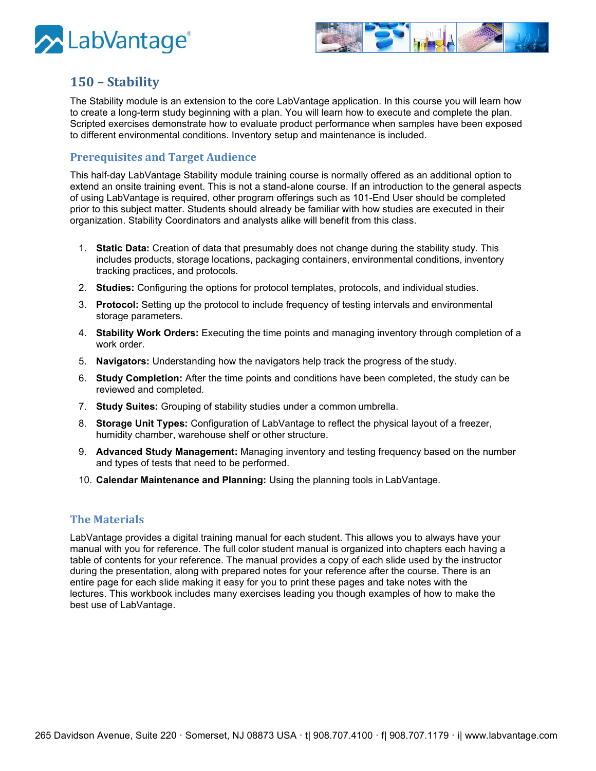# 150 – Stability

The Stability module is an extension to the core LabVantage application. In this course you will learn how to create a long-term study beginning with a plan. You will learn how to execute and complete the plan. Scripted exercises demonstrate how to evaluate product performance when samples have been exposed to different environmental conditions. Inventory setup and maintenance is included.

## Prerequisites and Target Audience

This half-day LabVantage Stability module training course is normally offered as an additional option to extend an onsite training event. This is not a stand-alone course. If an introduction to the general aspects of using LabVantage is required, other program offerings such as 101-End User should be completed prior to this subject matter. Students should already be familiar with how studies are executed in their organization. Stability Coordinators and analysts alike will benefit from this class.

1. **Static Data:** Creation of data that presumably does not change during the stability study. This includes products, storage locations, packaging containers, environmental conditions, inventory tracking practices, and protocols.
2. **Studies:** Configuring the options for protocol templates, protocols, and individual studies.
3. **Protocol:** Setting up the protocol to include frequency of testing intervals and environmental storage parameters.
4. **Stability Work Orders:** Executing the time points and managing inventory through completion of a work order.
5. **Navigators:** Understanding how the navigators help track the progress of the study.
6. **Study Completion:** After the time points and conditions have been completed, the study can be reviewed and completed.
7. **Study Suites:** Grouping of stability studies under a common umbrella.
8. **Storage Unit Types:** Configuration of LabVantage to reflect the physical layout of a freezer, humidity chamber, warehouse shelf or other structure.
9. **Advanced Study Management:** Managing inventory and testing frequency based on the number and types of tests that need to be performed.
10. **Calendar Maintenance and Planning:** Using the planning tools in LabVantage.

## The Materials

LabVantage provides a digital training manual for each student. This allows you to always have your manual with you for reference. The full color student manual is organized into chapters each having a table of contents for your reference. The manual provides a copy of each slide used by the instructor during the presentation, along with prepared notes for your reference after the course. There is an entire page for each slide making it easy for you to print these pages and take notes with the lectures. This workbook includes many exercises leading you though examples of how to make the best use of LabVantage.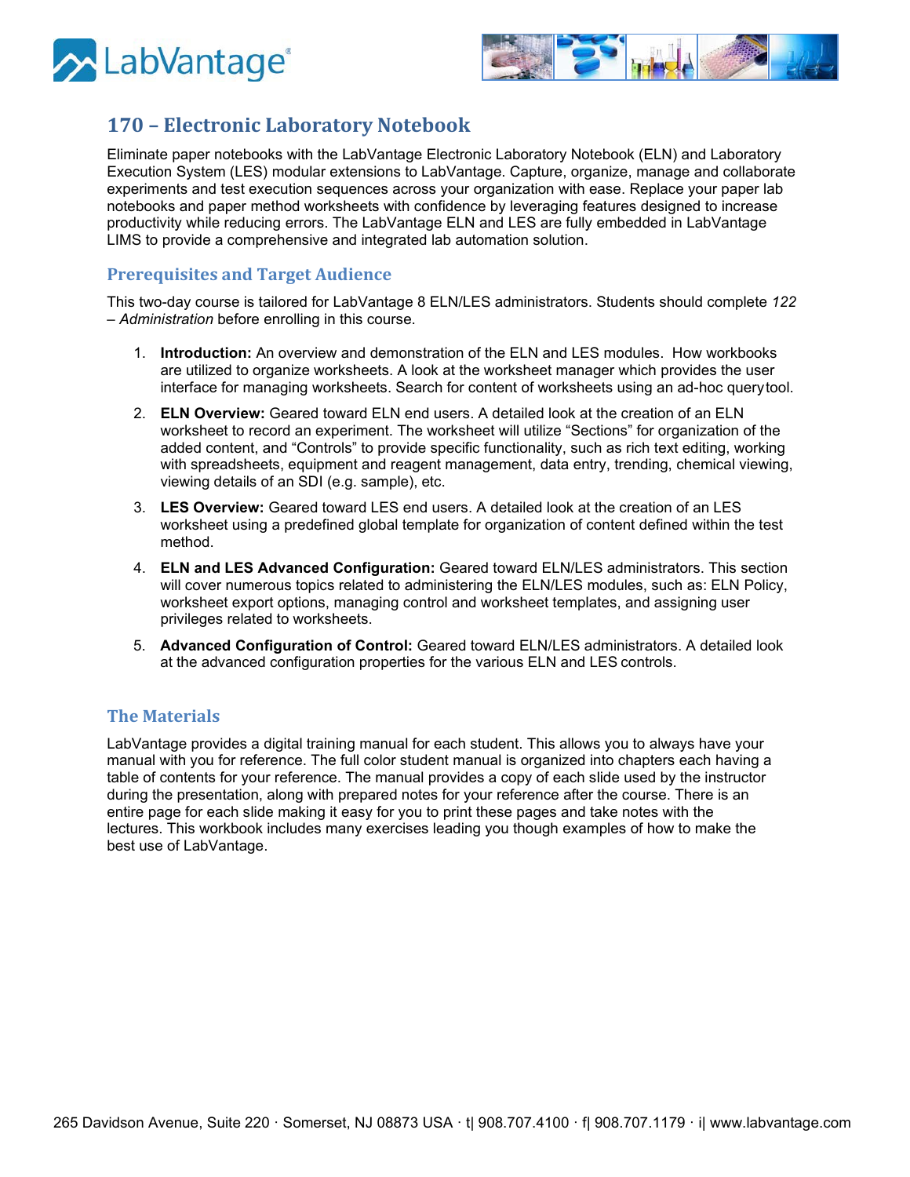## 170 – Electronic Laboratory Notebook

Eliminate paper notebooks with the LabVantage Electronic Laboratory Notebook (ELN) and Laboratory Execution System (LES) modular extensions to LabVantage. Capture, organize, manage and collaborate experiments and test execution sequences across your organization with ease. Replace your paper lab notebooks and paper method worksheets with confidence by leveraging features designed to increase productivity while reducing errors. The LabVantage ELN and LES are fully embedded in LabVantage LIMS to provide a comprehensive and integrated lab automation solution.

### Prerequisites and Target Audience

This two-day course is tailored for LabVantage 8 ELN/LES administrators. Students should complete *122 – Administration* before enrolling in this course.

1. **Introduction:** An overview and demonstration of the ELN and LES modules. How workbooks are utilized to organize worksheets. A look at the worksheet manager which provides the user interface for managing worksheets. Search for content of worksheets using an ad-hoc query tool.
2. **ELN Overview:** Geared toward ELN end users. A detailed look at the creation of an ELN worksheet to record an experiment. The worksheet will utilize "Sections" for organization of the added content, and "Controls" to provide specific functionality, such as rich text editing, working with spreadsheets, equipment and reagent management, data entry, trending, chemical viewing, viewing details of an SDI (e.g. sample), etc.
3. **LES Overview:** Geared toward LES end users. A detailed look at the creation of an LES worksheet using a predefined global template for organization of content defined within the test method.
4. **ELN and LES Advanced Configuration:** Geared toward ELN/LES administrators. This section will cover numerous topics related to administering the ELN/LES modules, such as: ELN Policy, worksheet export options, managing control and worksheet templates, and assigning user privileges related to worksheets.
5. **Advanced Configuration of Control:** Geared toward ELN/LES administrators. A detailed look at the advanced configuration properties for the various ELN and LES controls.

### The Materials

LabVantage provides a digital training manual for each student. This allows you to always have your manual with you for reference. The full color student manual is organized into chapters each having a table of contents for your reference. The manual provides a copy of each slide used by the instructor during the presentation, along with prepared notes for your reference after the course. There is an entire page for each slide making it easy for you to print these pages and take notes with the lectures. This workbook includes many exercises leading you though examples of how to make the best use of LabVantage.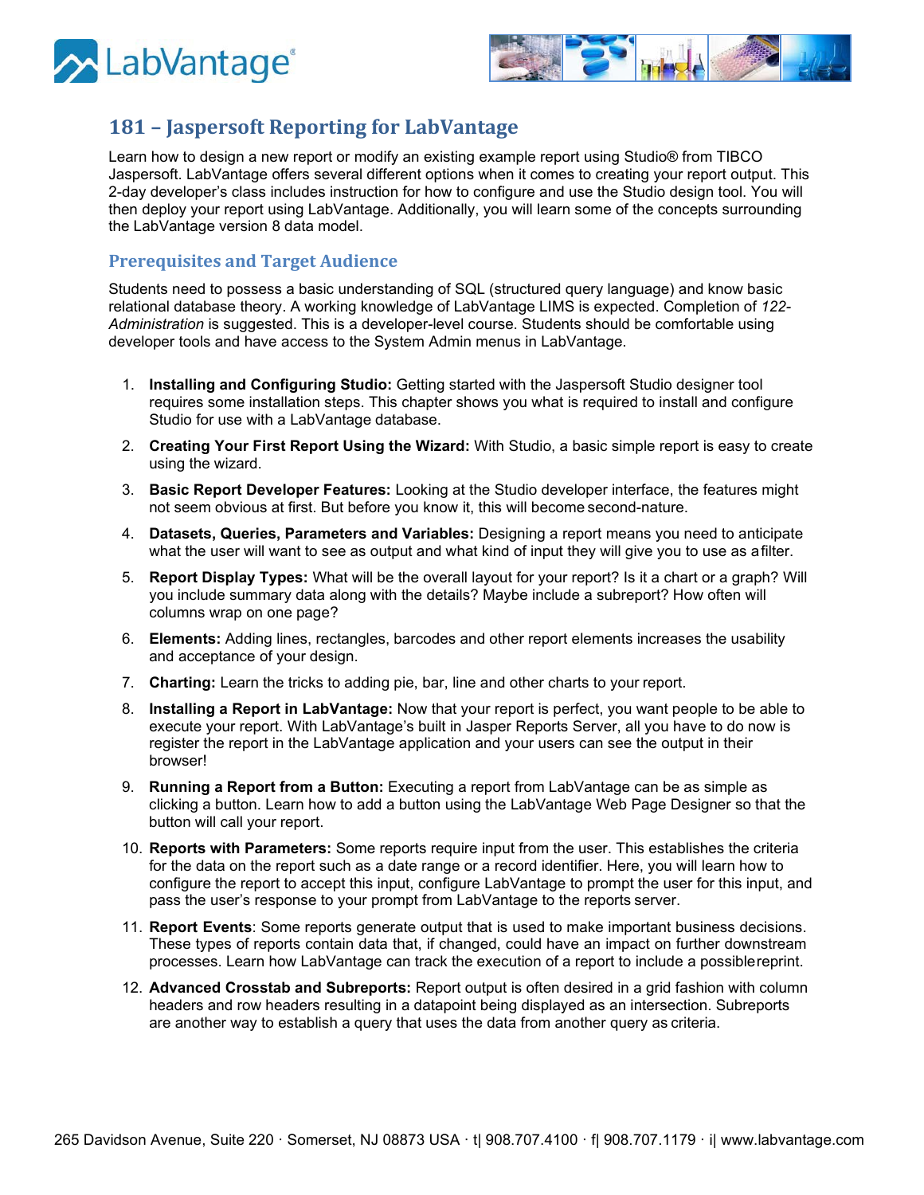# 181 – Jaspersoft Reporting for LabVantage

Learn how to design a new report or modify an existing example report using Studio® from TIBCO Jaspersoft. LabVantage offers several different options when it comes to creating your report output. This 2-day developer's class includes instruction for how to configure and use the Studio design tool. You will then deploy your report using LabVantage. Additionally, you will learn some of the concepts surrounding the LabVantage version 8 data model.

## Prerequisites and Target Audience

Students need to possess a basic understanding of SQL (structured query language) and know basic relational database theory. A working knowledge of LabVantage LIMS is expected. Completion of *122-Administration* is suggested. This is a developer-level course. Students should be comfortable using developer tools and have access to the System Admin menus in LabVantage.

1. **Installing and Configuring Studio:** Getting started with the Jaspersoft Studio designer tool requires some installation steps. This chapter shows you what is required to install and configure Studio for use with a LabVantage database.
2. **Creating Your First Report Using the Wizard:** With Studio, a basic simple report is easy to create using the wizard.
3. **Basic Report Developer Features:** Looking at the Studio developer interface, the features might not seem obvious at first. But before you know it, this will become second-nature.
4. **Datasets, Queries, Parameters and Variables:** Designing a report means you need to anticipate what the user will want to see as output and what kind of input they will give you to use as a filter.
5. **Report Display Types:** What will be the overall layout for your report? Is it a chart or a graph? Will you include summary data along with the details? Maybe include a subreport? How often will columns wrap on one page?
6. **Elements:** Adding lines, rectangles, barcodes and other report elements increases the usability and acceptance of your design.
7. **Charting:** Learn the tricks to adding pie, bar, line and other charts to your report.
8. **Installing a Report in LabVantage:** Now that your report is perfect, you want people to be able to execute your report. With LabVantage's built in Jasper Reports Server, all you have to do now is register the report in the LabVantage application and your users can see the output in their browser!
9. **Running a Report from a Button:** Executing a report from LabVantage can be as simple as clicking a button. Learn how to add a button using the LabVantage Web Page Designer so that the button will call your report.
10. **Reports with Parameters:** Some reports require input from the user. This establishes the criteria for the data on the report such as a date range or a record identifier. Here, you will learn how to configure the report to accept this input, configure LabVantage to prompt the user for this input, and pass the user's response to your prompt from LabVantage to the reports server.
11. **Report Events**: Some reports generate output that is used to make important business decisions. These types of reports contain data that, if changed, could have an impact on further downstream processes. Learn how LabVantage can track the execution of a report to include a possible reprint.
12. **Advanced Crosstab and Subreports:** Report output is often desired in a grid fashion with column headers and row headers resulting in a datapoint being displayed as an intersection. Subreports are another way to establish a query that uses the data from another query as criteria.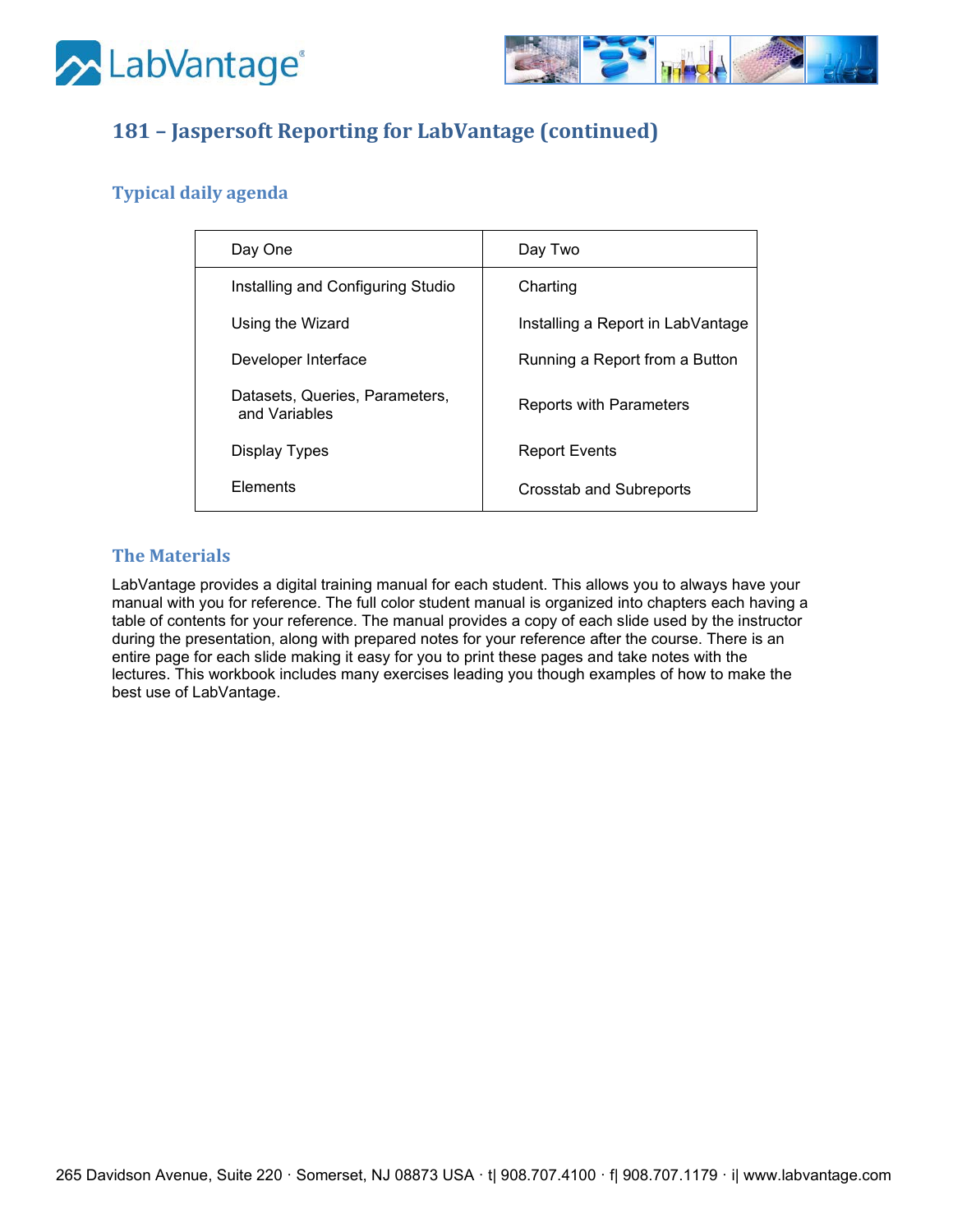## 181 – Jaspersoft Reporting for LabVantage (continued)

### Typical daily agenda

| Day One | Day Two |
|---|---|
| Installing and Configuring Studio | Charting |
| Using the Wizard | Installing a Report in LabVantage |
| Developer Interface | Running a Report from a Button |
| Datasets, Queries, Parameters, and Variables | Reports with Parameters |
| Display Types | Report Events |
| Elements | Crosstab and Subreports |

### The Materials

LabVantage provides a digital training manual for each student. This allows you to always have your manual with you for reference. The full color student manual is organized into chapters each having a table of contents for your reference. The manual provides a copy of each slide used by the instructor during the presentation, along with prepared notes for your reference after the course. There is an entire page for each slide making it easy for you to print these pages and take notes with the lectures. This workbook includes many exercises leading you though examples of how to make the best use of LabVantage.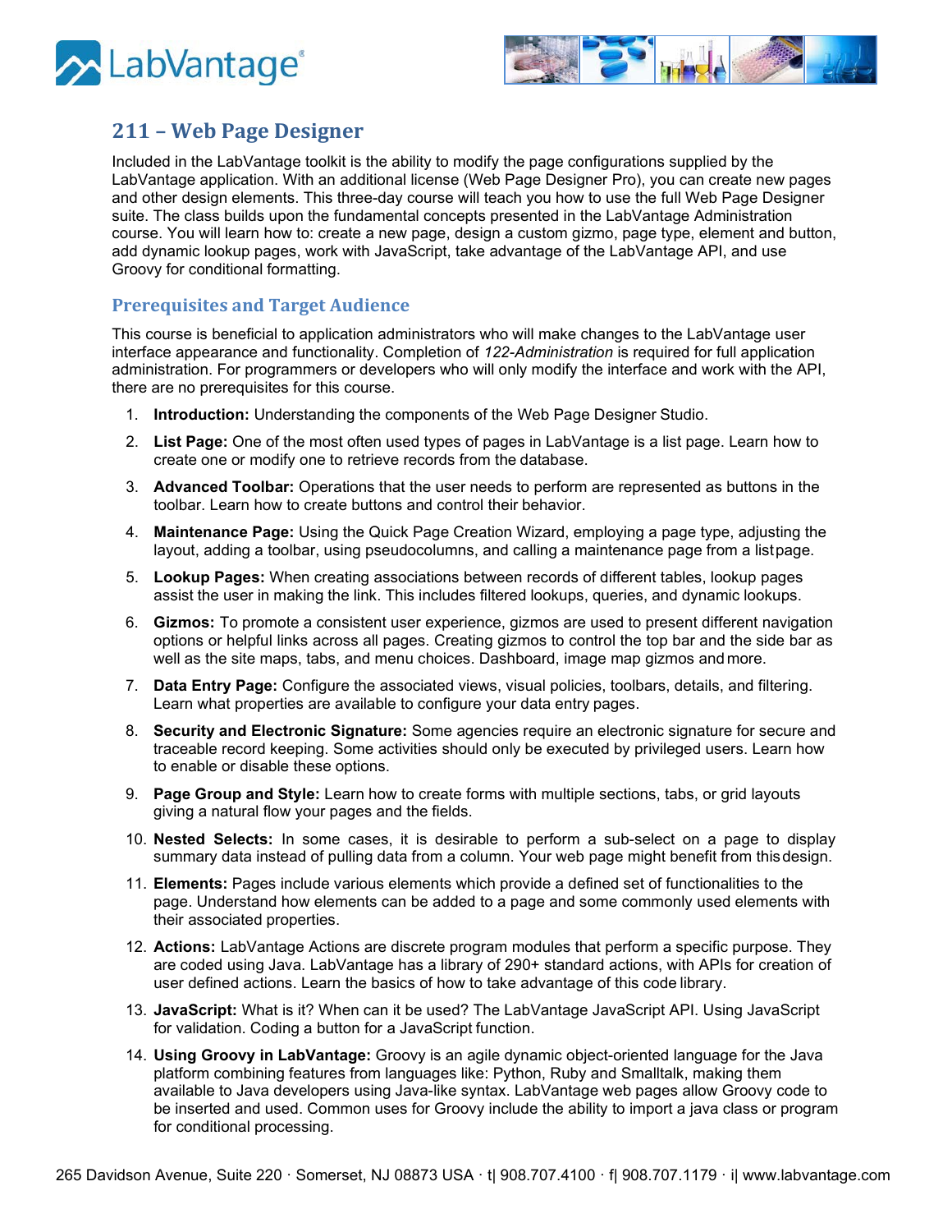## 211 – Web Page Designer

Included in the LabVantage toolkit is the ability to modify the page configurations supplied by the LabVantage application. With an additional license (Web Page Designer Pro), you can create new pages and other design elements. This three-day course will teach you how to use the full Web Page Designer suite. The class builds upon the fundamental concepts presented in the LabVantage Administration course. You will learn how to: create a new page, design a custom gizmo, page type, element and button, add dynamic lookup pages, work with JavaScript, take advantage of the LabVantage API, and use Groovy for conditional formatting.

### Prerequisites and Target Audience

This course is beneficial to application administrators who will make changes to the LabVantage user interface appearance and functionality. Completion of *122-Administration* is required for full application administration. For programmers or developers who will only modify the interface and work with the API, there are no prerequisites for this course.

1. **Introduction:** Understanding the components of the Web Page Designer Studio.
2. **List Page:** One of the most often used types of pages in LabVantage is a list page. Learn how to create one or modify one to retrieve records from the database.
3. **Advanced Toolbar:** Operations that the user needs to perform are represented as buttons in the toolbar. Learn how to create buttons and control their behavior.
4. **Maintenance Page:** Using the Quick Page Creation Wizard, employing a page type, adjusting the layout, adding a toolbar, using pseudocolumns, and calling a maintenance page from a list page.
5. **Lookup Pages:** When creating associations between records of different tables, lookup pages assist the user in making the link. This includes filtered lookups, queries, and dynamic lookups.
6. **Gizmos:** To promote a consistent user experience, gizmos are used to present different navigation options or helpful links across all pages. Creating gizmos to control the top bar and the side bar as well as the site maps, tabs, and menu choices. Dashboard, image map gizmos and more.
7. **Data Entry Page:** Configure the associated views, visual policies, toolbars, details, and filtering. Learn what properties are available to configure your data entry pages.
8. **Security and Electronic Signature:** Some agencies require an electronic signature for secure and traceable record keeping. Some activities should only be executed by privileged users. Learn how to enable or disable these options.
9. **Page Group and Style:** Learn how to create forms with multiple sections, tabs, or grid layouts giving a natural flow your pages and the fields.
10. **Nested Selects:** In some cases, it is desirable to perform a sub-select on a page to display summary data instead of pulling data from a column. Your web page might benefit from this design.
11. **Elements:** Pages include various elements which provide a defined set of functionalities to the page. Understand how elements can be added to a page and some commonly used elements with their associated properties.
12. **Actions:** LabVantage Actions are discrete program modules that perform a specific purpose. They are coded using Java. LabVantage has a library of 290+ standard actions, with APIs for creation of user defined actions. Learn the basics of how to take advantage of this code library.
13. **JavaScript:** What is it? When can it be used? The LabVantage JavaScript API. Using JavaScript for validation. Coding a button for a JavaScript function.
14. **Using Groovy in LabVantage:** Groovy is an agile dynamic object-oriented language for the Java platform combining features from languages like: Python, Ruby and Smalltalk, making them available to Java developers using Java-like syntax. LabVantage web pages allow Groovy code to be inserted and used. Common uses for Groovy include the ability to import a java class or program for conditional processing.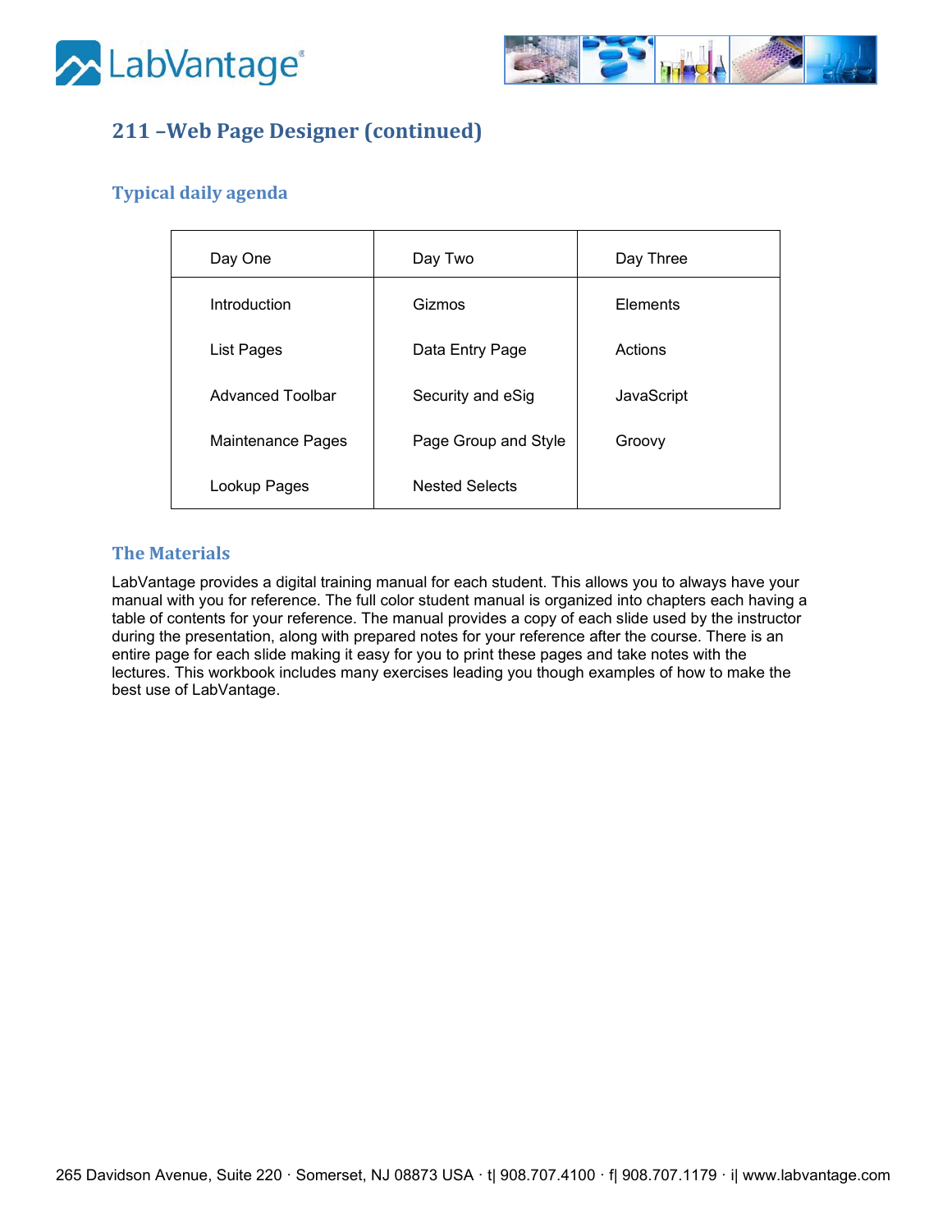## 211 –Web Page Designer (continued)

### Typical daily agenda

| Day One | Day Two | Day Three |
|---|---|---|
| Introduction | Gizmos | Elements |
| List Pages | Data Entry Page | Actions |
| Advanced Toolbar | Security and eSig | JavaScript |
| Maintenance Pages | Page Group and Style | Groovy |
| Lookup Pages | Nested Selects | |

### The Materials

LabVantage provides a digital training manual for each student. This allows you to always have your manual with you for reference. The full color student manual is organized into chapters each having a table of contents for your reference. The manual provides a copy of each slide used by the instructor during the presentation, along with prepared notes for your reference after the course. There is an entire page for each slide making it easy for you to print these pages and take notes with the lectures. This workbook includes many exercises leading you though examples of how to make the best use of LabVantage.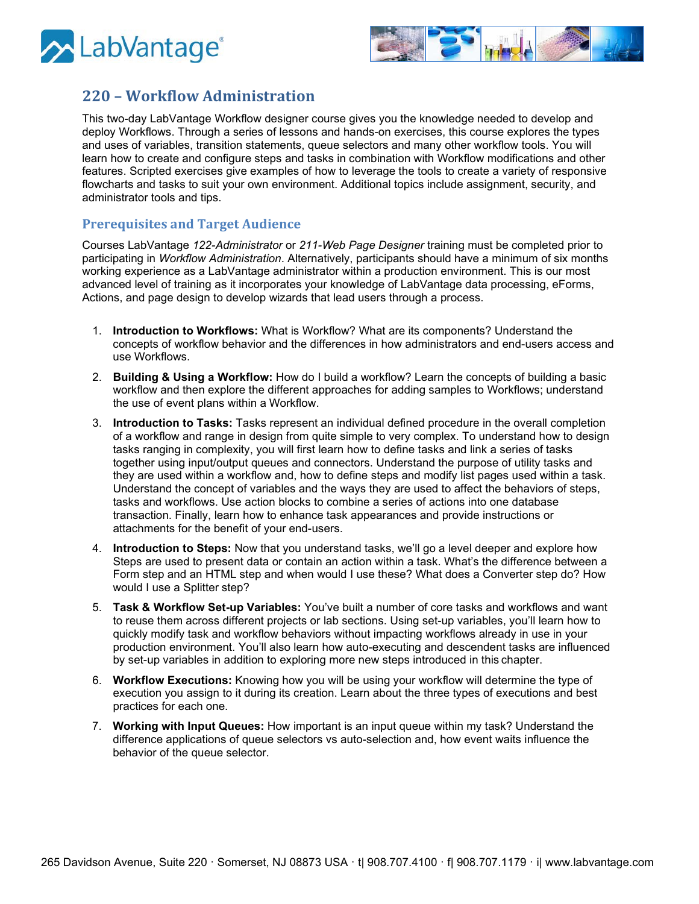## 220 – Workflow Administration

This two-day LabVantage Workflow designer course gives you the knowledge needed to develop and deploy Workflows. Through a series of lessons and hands-on exercises, this course explores the types and uses of variables, transition statements, queue selectors and many other workflow tools. You will learn how to create and configure steps and tasks in combination with Workflow modifications and other features. Scripted exercises give examples of how to leverage the tools to create a variety of responsive flowcharts and tasks to suit your own environment. Additional topics include assignment, security, and administrator tools and tips.

### Prerequisites and Target Audience

Courses LabVantage *122-Administrator* or *211-Web Page Designer* training must be completed prior to participating in *Workflow Administration*. Alternatively, participants should have a minimum of six months working experience as a LabVantage administrator within a production environment. This is our most advanced level of training as it incorporates your knowledge of LabVantage data processing, eForms, Actions, and page design to develop wizards that lead users through a process.

1. **Introduction to Workflows:** What is Workflow? What are its components? Understand the concepts of workflow behavior and the differences in how administrators and end-users access and use Workflows.
2. **Building & Using a Workflow:** How do I build a workflow? Learn the concepts of building a basic workflow and then explore the different approaches for adding samples to Workflows; understand the use of event plans within a Workflow.
3. **Introduction to Tasks:** Tasks represent an individual defined procedure in the overall completion of a workflow and range in design from quite simple to very complex. To understand how to design tasks ranging in complexity, you will first learn how to define tasks and link a series of tasks together using input/output queues and connectors. Understand the purpose of utility tasks and they are used within a workflow and, how to define steps and modify list pages used within a task. Understand the concept of variables and the ways they are used to affect the behaviors of steps, tasks and workflows. Use action blocks to combine a series of actions into one database transaction. Finally, learn how to enhance task appearances and provide instructions or attachments for the benefit of your end-users.
4. **Introduction to Steps:** Now that you understand tasks, we'll go a level deeper and explore how Steps are used to present data or contain an action within a task. What's the difference between a Form step and an HTML step and when would I use these? What does a Converter step do? How would I use a Splitter step?
5. **Task & Workflow Set-up Variables:** You've built a number of core tasks and workflows and want to reuse them across different projects or lab sections. Using set-up variables, you'll learn how to quickly modify task and workflow behaviors without impacting workflows already in use in your production environment. You'll also learn how auto-executing and descendent tasks are influenced by set-up variables in addition to exploring more new steps introduced in this chapter.
6. **Workflow Executions:** Knowing how you will be using your workflow will determine the type of execution you assign to it during its creation. Learn about the three types of executions and best practices for each one.
7. **Working with Input Queues:** How important is an input queue within my task? Understand the difference applications of queue selectors vs auto-selection and, how event waits influence the behavior of the queue selector.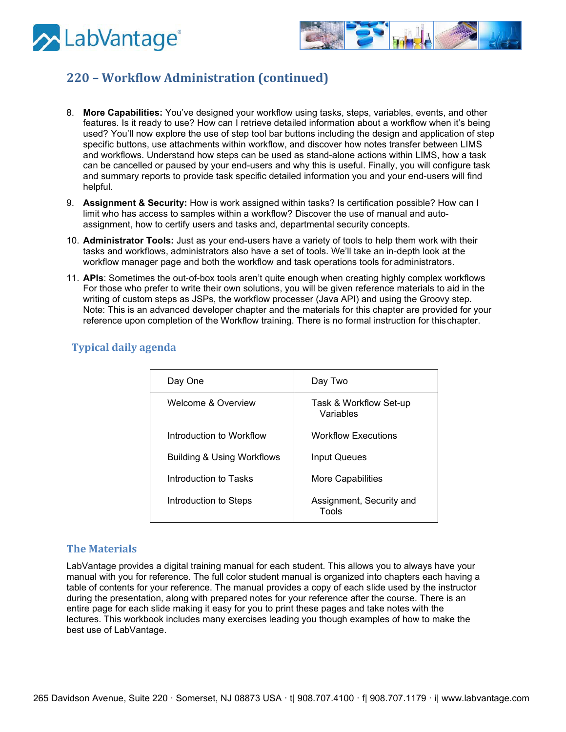## 220 – Workflow Administration (continued)

8. **More Capabilities:** You've designed your workflow using tasks, steps, variables, events, and other features. Is it ready to use? How can I retrieve detailed information about a workflow when it's being used? You'll now explore the use of step tool bar buttons including the design and application of step specific buttons, use attachments within workflow, and discover how notes transfer between LIMS and workflows. Understand how steps can be used as stand-alone actions within LIMS, how a task can be cancelled or paused by your end-users and why this is useful. Finally, you will configure task and summary reports to provide task specific detailed information you and your end-users will find helpful.
9. **Assignment & Security:** How is work assigned within tasks? Is certification possible? How can I limit who has access to samples within a workflow? Discover the use of manual and auto-assignment, how to certify users and tasks and, departmental security concepts.
10. **Administrator Tools:** Just as your end-users have a variety of tools to help them work with their tasks and workflows, administrators also have a set of tools. We'll take an in-depth look at the workflow manager page and both the workflow and task operations tools for administrators.
11. **APIs**: Sometimes the out-of-box tools aren't quite enough when creating highly complex workflows For those who prefer to write their own solutions, you will be given reference materials to aid in the writing of custom steps as JSPs, the workflow processer (Java API) and using the Groovy step. Note: This is an advanced developer chapter and the materials for this chapter are provided for your reference upon completion of the Workflow training. There is no formal instruction for this chapter.

### Typical daily agenda

| Day One | Day Two |
|---|---|
| Welcome & Overview | Task & Workflow Set-up Variables |
| Introduction to Workflow | Workflow Executions |
| Building & Using Workflows | Input Queues |
| Introduction to Tasks | More Capabilities |
| Introduction to Steps | Assignment, Security and Tools |

### The Materials

LabVantage provides a digital training manual for each student. This allows you to always have your manual with you for reference. The full color student manual is organized into chapters each having a table of contents for your reference. The manual provides a copy of each slide used by the instructor during the presentation, along with prepared notes for your reference after the course. There is an entire page for each slide making it easy for you to print these pages and take notes with the lectures. This workbook includes many exercises leading you though examples of how to make the best use of LabVantage.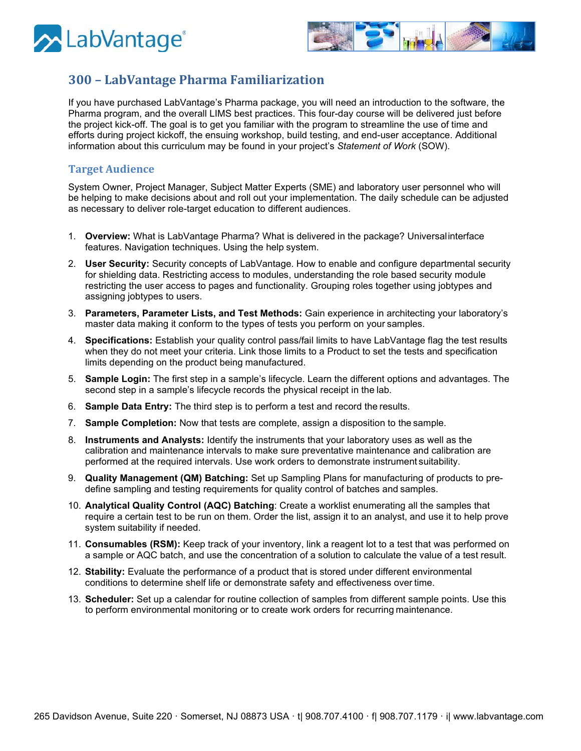## 300 – LabVantage Pharma Familiarization

If you have purchased LabVantage's Pharma package, you will need an introduction to the software, the Pharma program, and the overall LIMS best practices. This four-day course will be delivered just before the project kick-off. The goal is to get you familiar with the program to streamline the use of time and efforts during project kickoff, the ensuing workshop, build testing, and end-user acceptance. Additional information about this curriculum may be found in your project's *Statement of Work* (SOW).

### Target Audience

System Owner, Project Manager, Subject Matter Experts (SME) and laboratory user personnel who will be helping to make decisions about and roll out your implementation. The daily schedule can be adjusted as necessary to deliver role-target education to different audiences.

1. **Overview:** What is LabVantage Pharma? What is delivered in the package? Universal interface features. Navigation techniques. Using the help system.
2. **User Security:** Security concepts of LabVantage. How to enable and configure departmental security for shielding data. Restricting access to modules, understanding the role based security module restricting the user access to pages and functionality. Grouping roles together using jobtypes and assigning jobtypes to users.
3. **Parameters, Parameter Lists, and Test Methods:** Gain experience in architecting your laboratory's master data making it conform to the types of tests you perform on your samples.
4. **Specifications:** Establish your quality control pass/fail limits to have LabVantage flag the test results when they do not meet your criteria. Link those limits to a Product to set the tests and specification limits depending on the product being manufactured.
5. **Sample Login:** The first step in a sample's lifecycle. Learn the different options and advantages. The second step in a sample's lifecycle records the physical receipt in the lab.
6. **Sample Data Entry:** The third step is to perform a test and record the results.
7. **Sample Completion:** Now that tests are complete, assign a disposition to the sample.
8. **Instruments and Analysts:** Identify the instruments that your laboratory uses as well as the calibration and maintenance intervals to make sure preventative maintenance and calibration are performed at the required intervals. Use work orders to demonstrate instrument suitability.
9. **Quality Management (QM) Batching:** Set up Sampling Plans for manufacturing of products to pre-define sampling and testing requirements for quality control of batches and samples.
10. **Analytical Quality Control (AQC) Batching**: Create a worklist enumerating all the samples that require a certain test to be run on them. Order the list, assign it to an analyst, and use it to help prove system suitability if needed.
11. **Consumables (RSM):** Keep track of your inventory, link a reagent lot to a test that was performed on a sample or AQC batch, and use the concentration of a solution to calculate the value of a test result.
12. **Stability:** Evaluate the performance of a product that is stored under different environmental conditions to determine shelf life or demonstrate safety and effectiveness over time.
13. **Scheduler:** Set up a calendar for routine collection of samples from different sample points. Use this to perform environmental monitoring or to create work orders for recurring maintenance.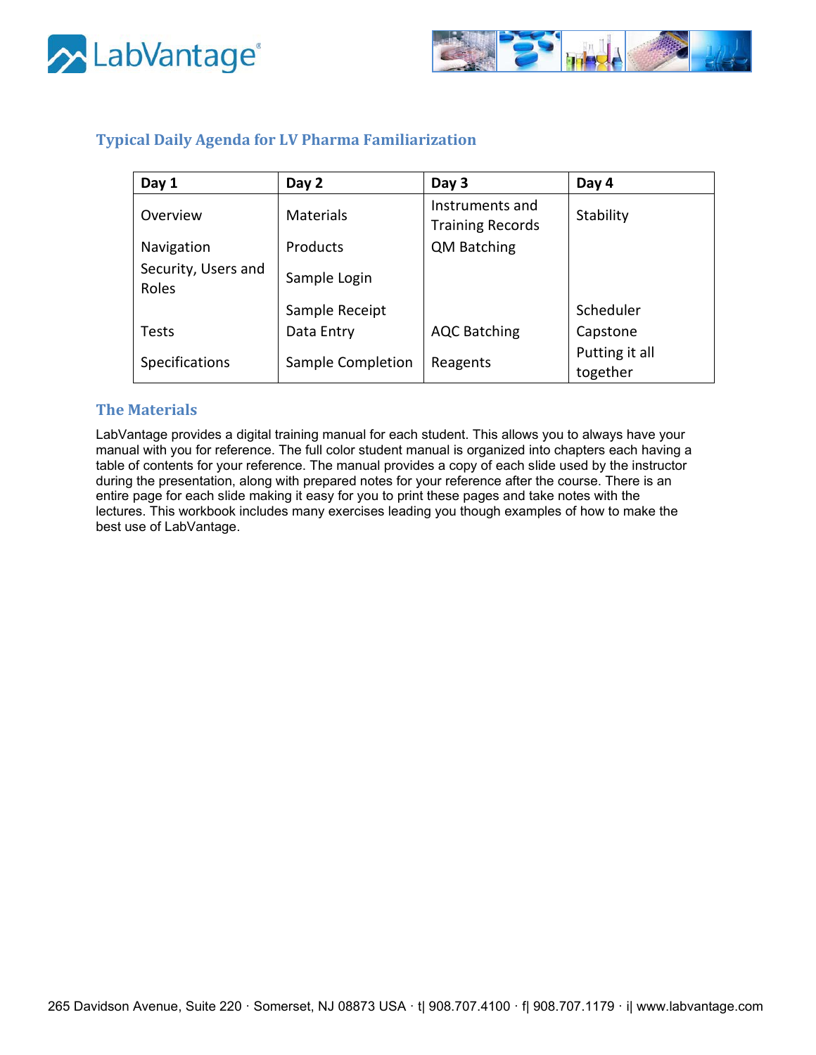## Typical Daily Agenda for LV Pharma Familiarization

| Day 1 | Day 2 | Day 3 | Day 4 |
|---|---|---|---|
| Overview | Materials | Instruments and Training Records | Stability |
| Navigation | Products | QM Batching | |
| Security, Users and Roles | Sample Login | | |
| | Sample Receipt | | Scheduler |
| Tests | Data Entry | AQC Batching | Capstone |
| Specifications | Sample Completion | Reagents | Putting it all together |

## The Materials

LabVantage provides a digital training manual for each student. This allows you to always have your manual with you for reference. The full color student manual is organized into chapters each having a table of contents for your reference. The manual provides a copy of each slide used by the instructor during the presentation, along with prepared notes for your reference after the course. There is an entire page for each slide making it easy for you to print these pages and take notes with the lectures. This workbook includes many exercises leading you though examples of how to make the best use of LabVantage.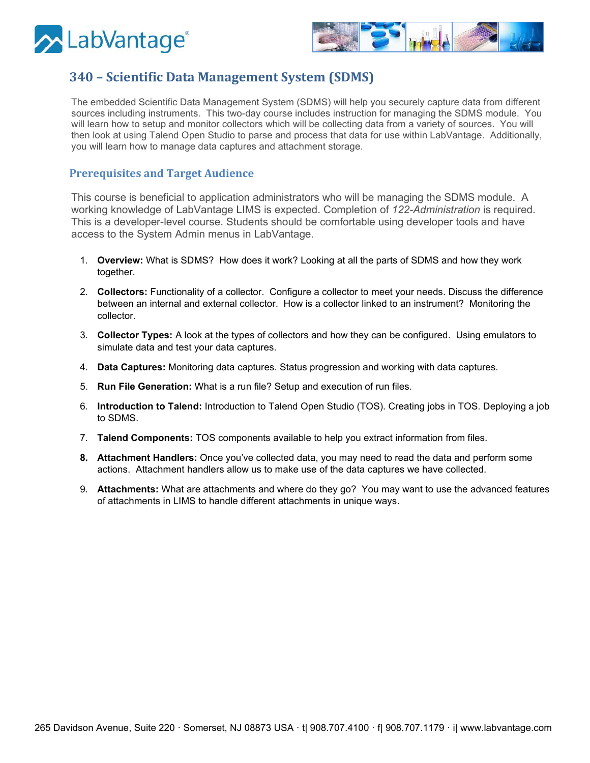## 340 – Scientific Data Management System (SDMS)

The embedded Scientific Data Management System (SDMS) will help you securely capture data from different sources including instruments. This two-day course includes instruction for managing the SDMS module. You will learn how to setup and monitor collectors which will be collecting data from a variety of sources. You will then look at using Talend Open Studio to parse and process that data for use within LabVantage. Additionally, you will learn how to manage data captures and attachment storage.

### Prerequisites and Target Audience

This course is beneficial to application administrators who will be managing the SDMS module. A working knowledge of LabVantage LIMS is expected. Completion of *122-Administration* is required. This is a developer-level course. Students should be comfortable using developer tools and have access to the System Admin menus in LabVantage.

1. **Overview:** What is SDMS? How does it work? Looking at all the parts of SDMS and how they work together.
2. **Collectors:** Functionality of a collector. Configure a collector to meet your needs. Discuss the difference between an internal and external collector. How is a collector linked to an instrument? Monitoring the collector.
3. **Collector Types:** A look at the types of collectors and how they can be configured. Using emulators to simulate data and test your data captures.
4. **Data Captures:** Monitoring data captures. Status progression and working with data captures.
5. **Run File Generation:** What is a run file? Setup and execution of run files.
6. **Introduction to Talend:** Introduction to Talend Open Studio (TOS). Creating jobs in TOS. Deploying a job to SDMS.
7. **Talend Components:** TOS components available to help you extract information from files.
8. **Attachment Handlers:** Once you've collected data, you may need to read the data and perform some actions. Attachment handlers allow us to make use of the data captures we have collected.
9. **Attachments:** What are attachments and where do they go? You may want to use the advanced features of attachments in LIMS to handle different attachments in unique ways.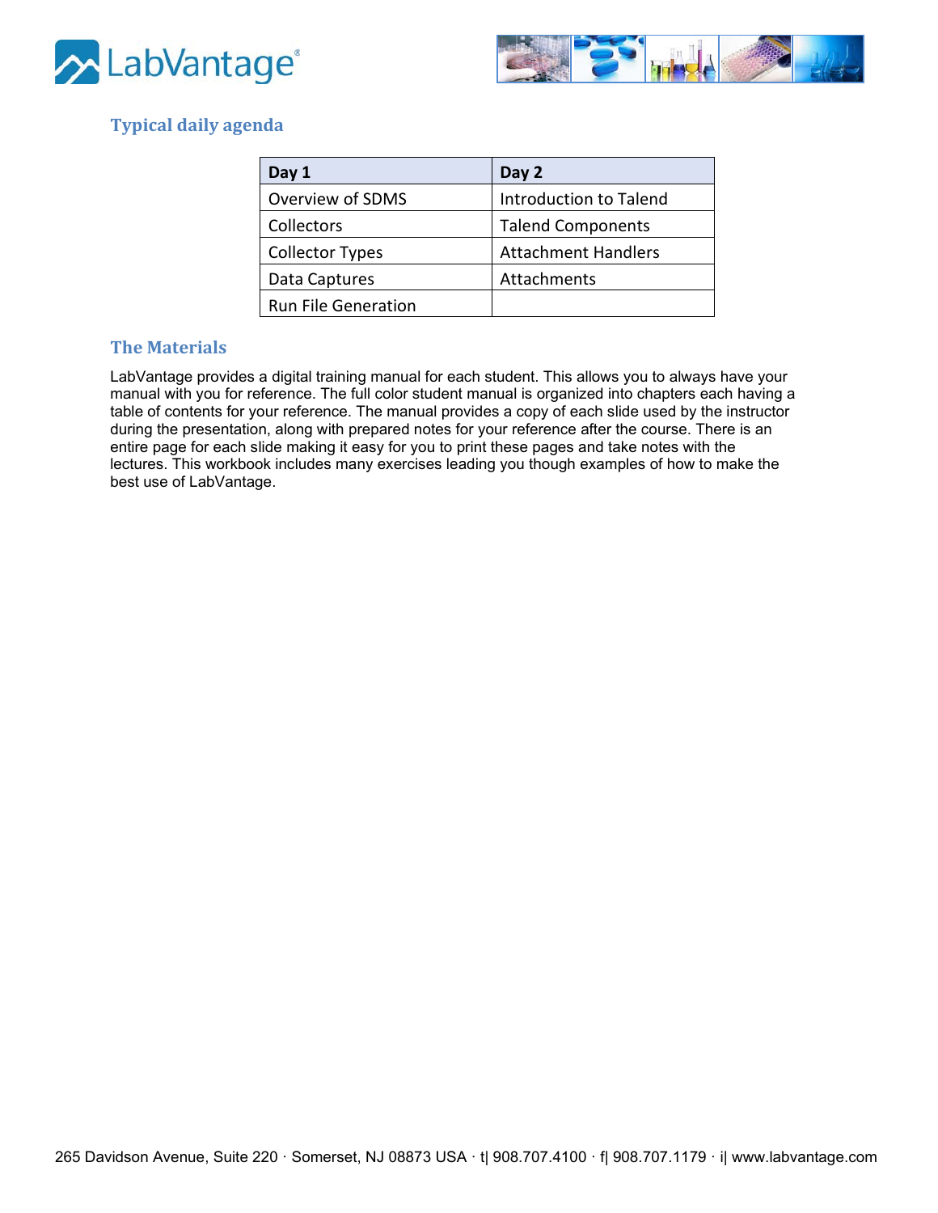## Typical daily agenda

| Day 1 | Day 2 |
|---|---|
| Overview of SDMS | Introduction to Talend |
| Collectors | Talend Components |
| Collector Types | Attachment Handlers |
| Data Captures | Attachments |
| Run File Generation | |

## The Materials

LabVantage provides a digital training manual for each student. This allows you to always have your manual with you for reference. The full color student manual is organized into chapters each having a table of contents for your reference. The manual provides a copy of each slide used by the instructor during the presentation, along with prepared notes for your reference after the course. There is an entire page for each slide making it easy for you to print these pages and take notes with the lectures. This workbook includes many exercises leading you though examples of how to make the best use of LabVantage.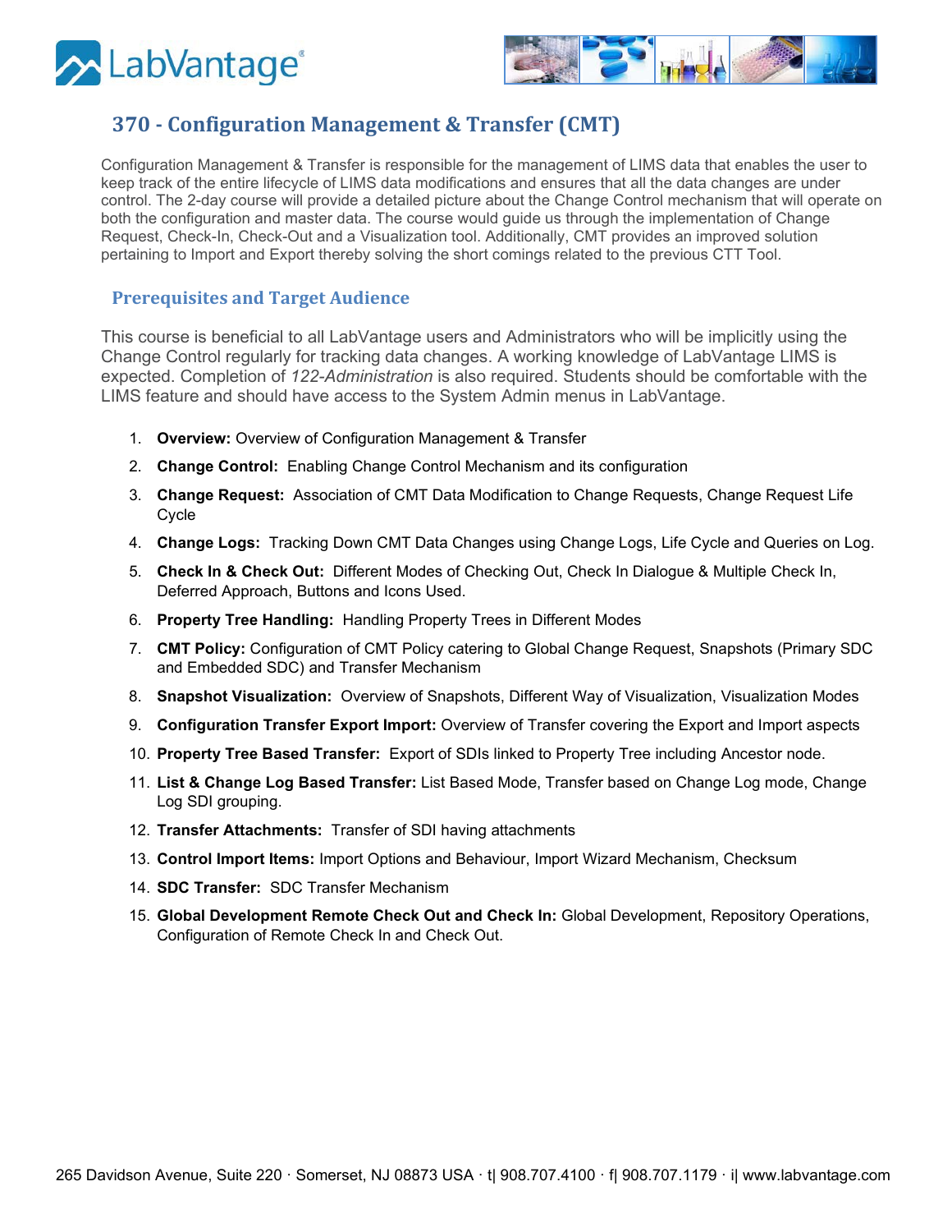# 370 - Configuration Management & Transfer (CMT)

Configuration Management & Transfer is responsible for the management of LIMS data that enables the user to keep track of the entire lifecycle of LIMS data modifications and ensures that all the data changes are under control. The 2-day course will provide a detailed picture about the Change Control mechanism that will operate on both the configuration and master data. The course would guide us through the implementation of Change Request, Check-In, Check-Out and a Visualization tool. Additionally, CMT provides an improved solution pertaining to Import and Export thereby solving the short comings related to the previous CTT Tool.

## Prerequisites and Target Audience

This course is beneficial to all LabVantage users and Administrators who will be implicitly using the Change Control regularly for tracking data changes. A working knowledge of LabVantage LIMS is expected. Completion of *122-Administration* is also required. Students should be comfortable with the LIMS feature and should have access to the System Admin menus in LabVantage.

1. **Overview:** Overview of Configuration Management & Transfer
2. **Change Control:** Enabling Change Control Mechanism and its configuration
3. **Change Request:** Association of CMT Data Modification to Change Requests, Change Request Life Cycle
4. **Change Logs:** Tracking Down CMT Data Changes using Change Logs, Life Cycle and Queries on Log.
5. **Check In & Check Out:** Different Modes of Checking Out, Check In Dialogue & Multiple Check In, Deferred Approach, Buttons and Icons Used.
6. **Property Tree Handling:** Handling Property Trees in Different Modes
7. **CMT Policy:** Configuration of CMT Policy catering to Global Change Request, Snapshots (Primary SDC and Embedded SDC) and Transfer Mechanism
8. **Snapshot Visualization:** Overview of Snapshots, Different Way of Visualization, Visualization Modes
9. **Configuration Transfer Export Import:** Overview of Transfer covering the Export and Import aspects
10. **Property Tree Based Transfer:** Export of SDIs linked to Property Tree including Ancestor node.
11. **List & Change Log Based Transfer:** List Based Mode, Transfer based on Change Log mode, Change Log SDI grouping.
12. **Transfer Attachments:** Transfer of SDI having attachments
13. **Control Import Items:** Import Options and Behaviour, Import Wizard Mechanism, Checksum
14. **SDC Transfer:** SDC Transfer Mechanism
15. **Global Development Remote Check Out and Check In:** Global Development, Repository Operations, Configuration of Remote Check In and Check Out.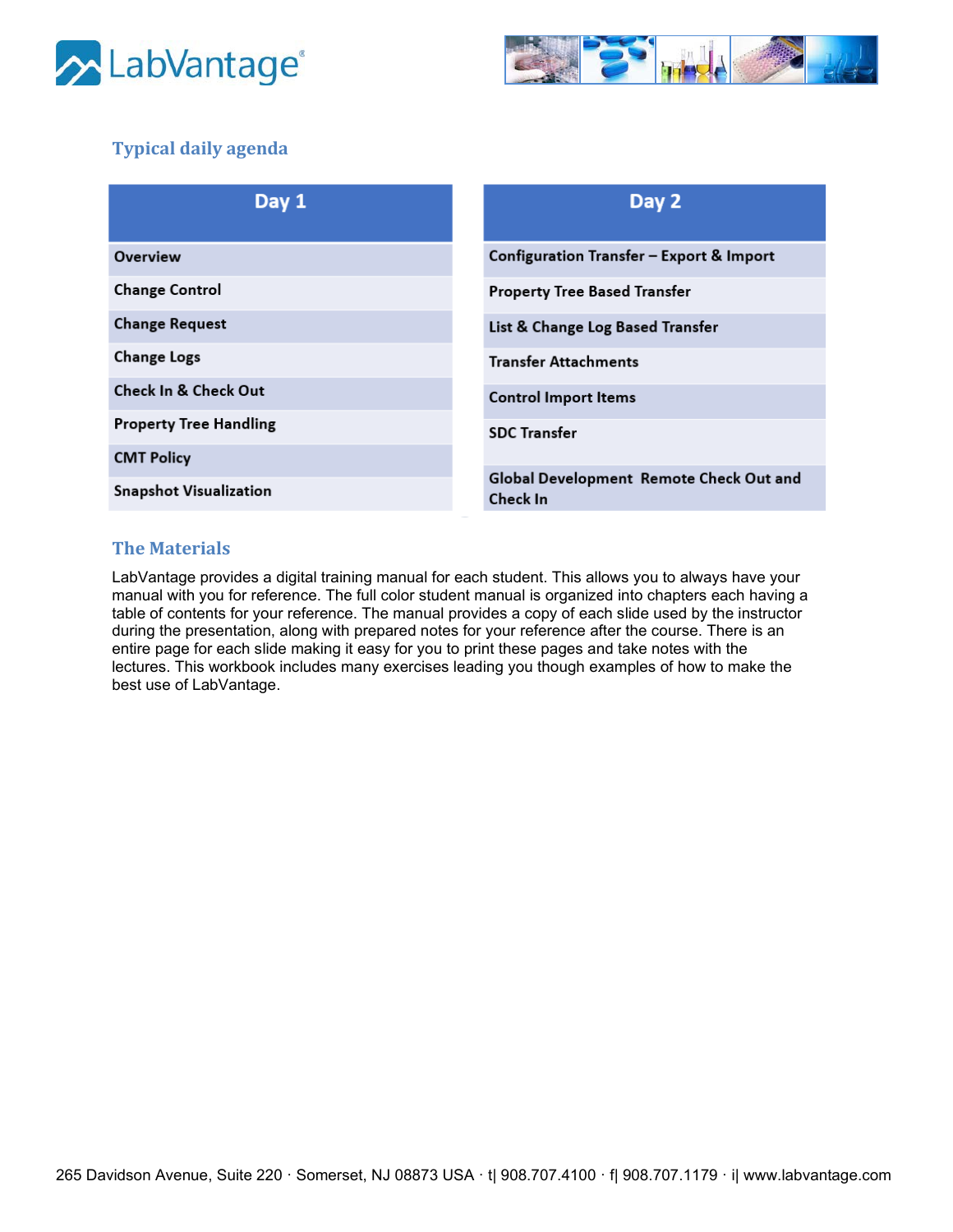### Typical daily agenda

| Day 1 | Day 2 |
|---|---|
| Overview | Configuration Transfer – Export & Import |
| Change Control | Property Tree Based Transfer |
| Change Request | List & Change Log Based Transfer |
| Change Logs | Transfer Attachments |
| Check In & Check Out | Control Import Items |
| Property Tree Handling | SDC Transfer |
| CMT Policy | Global Development Remote Check Out and Check In |
| Snapshot Visualization | |

### The Materials

LabVantage provides a digital training manual for each student. This allows you to always have your manual with you for reference. The full color student manual is organized into chapters each having a table of contents for your reference. The manual provides a copy of each slide used by the instructor during the presentation, along with prepared notes for your reference after the course. There is an entire page for each slide making it easy for you to print these pages and take notes with the lectures. This workbook includes many exercises leading you though examples of how to make the best use of LabVantage.